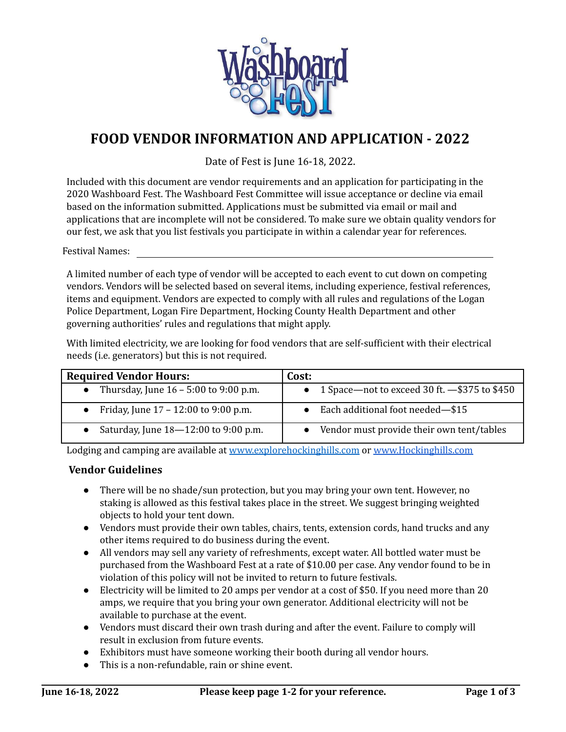# FOOD VENDOR INFORMATION AND APPLICATION - 2022

Date of Fest is June 16-18, 2022.

Included with this document are vendor requirements and an application for participating in the 2020 Washboard Fest. The Washboard Fest Committee will issue acceptance or decline via email based on the information submitted. Applications must be submitted via email or mail and applications that are incomplete will not be considered. To make sure we obtain quality vendors for our fest, we ask that you list festivals you participate in within a calendar year for references.

Festival Names: ____________________________________________

A limited number of each type of vendor will be accepted to each event to cut down on competing vendors. Vendors will be selected based on several items, including experience, festival references, items and equipment. Vendors are expected to comply with all rules and regulations of the Logan Police Department, Logan Fire Department, Hocking County Health Department and other governing authorities' rules and regulations that might apply.

With limited electricity, we are looking for food vendors that are self-sufficient with their electrical needs (i.e. generators) but this is not required.

| **Required Vendor Hours:** | **Cost:** |
|---|---|
| • Thursday, June 16 – 5:00 to 9:00 p.m. | • 1 Space—not to exceed 30 ft. —$375 to $450 |
| • Friday, June 17 – 12:00 to 9:00 p.m. | • Each additional foot needed—$15 |
| • Saturday, June 18—12:00 to 9:00 p.m. | • Vendor must provide their own tent/tables |

Lodging and camping are available at www.explorehockinghills.com or www.Hockinghills.com

### Vendor Guidelines

- There will be no shade/sun protection, but you may bring your own tent. However, no staking is allowed as this festival takes place in the street. We suggest bringing weighted objects to hold your tent down.
- Vendors must provide their own tables, chairs, tents, extension cords, hand trucks and any other items required to do business during the event.
- All vendors may sell any variety of refreshments, except water. All bottled water must be purchased from the Washboard Fest at a rate of $10.00 per case. Any vendor found to be in violation of this policy will not be invited to return to future festivals.
- Electricity will be limited to 20 amps per vendor at a cost of $50. If you need more than 20 amps, we require that you bring your own generator. Additional electricity will not be available to purchase at the event.
- Vendors must discard their own trash during and after the event. Failure to comply will result in exclusion from future events.
- Exhibitors must have someone working their booth during all vendor hours.
- This is a non-refundable, rain or shine event.

**Please keep page 1-2 for your reference.**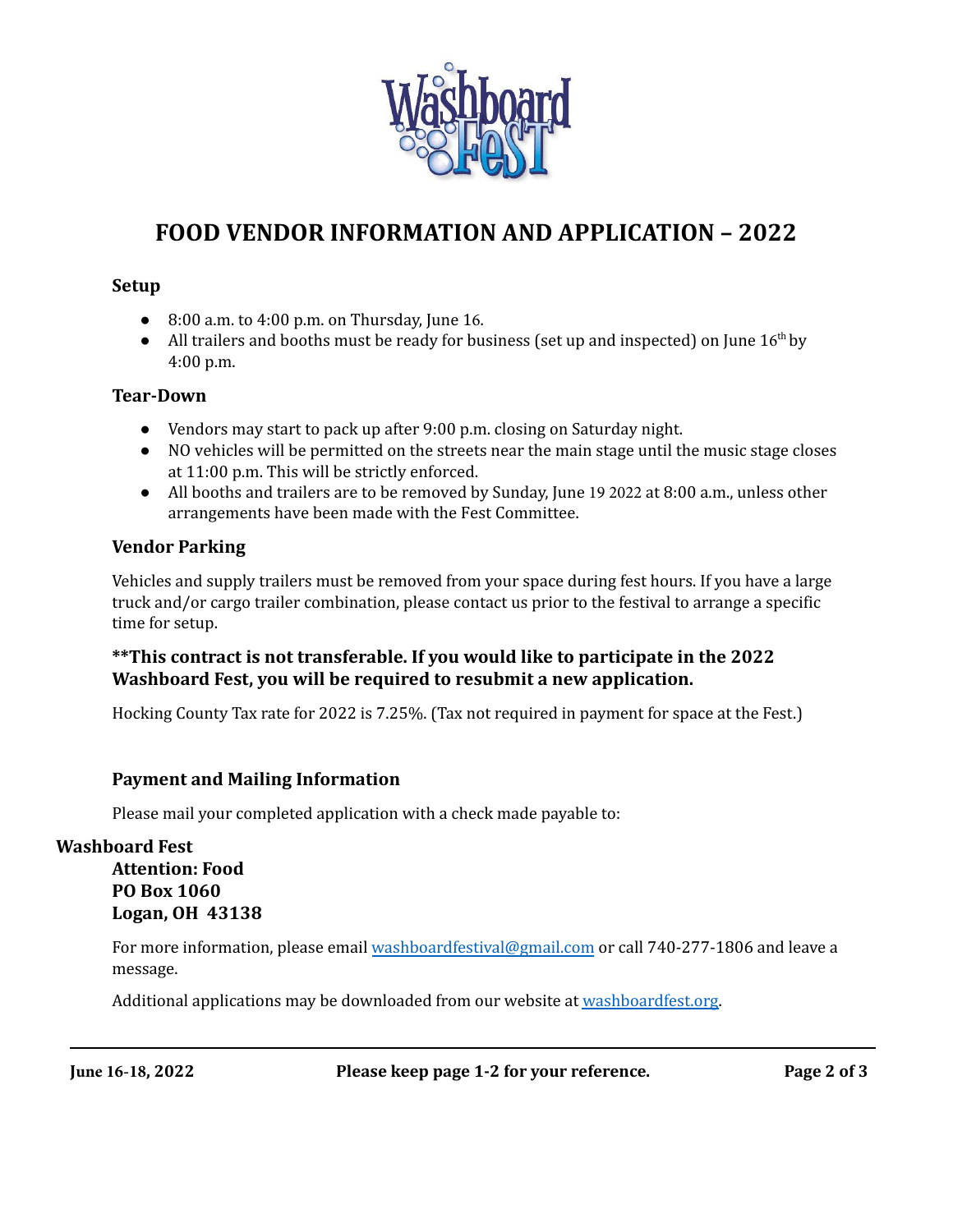# FOOD VENDOR INFORMATION AND APPLICATION – 2022

### Setup

- 8:00 a.m. to 4:00 p.m. on Thursday, June 16.
- All trailers and booths must be ready for business (set up and inspected) on June 16th by 4:00 p.m.

### Tear-Down

- Vendors may start to pack up after 9:00 p.m. closing on Saturday night.
- NO vehicles will be permitted on the streets near the main stage until the music stage closes at 11:00 p.m. This will be strictly enforced.
- All booths and trailers are to be removed by Sunday, June 19 2022 at 8:00 a.m., unless other arrangements have been made with the Fest Committee.

### Vendor Parking

Vehicles and supply trailers must be removed from your space during fest hours. If you have a large truck and/or cargo trailer combination, please contact us prior to the festival to arrange a specific time for setup.

**\*\*This contract is not transferable. If you would like to participate in the 2022 Washboard Fest, you will be required to resubmit a new application.**

Hocking County Tax rate for 2022 is 7.25%. (Tax not required in payment for space at the Fest.)

### Payment and Mailing Information

Please mail your completed application with a check made payable to:

**Washboard Fest**
**Attention: Food**
**PO Box 1060**
**Logan, OH 43138**

For more information, please email washboardfestival@gmail.com or call 740-277-1806 and leave a message.

Additional applications may be downloaded from our website at washboardfest.org.

June 16-18, 2022 — Please keep page 1-2 for your reference.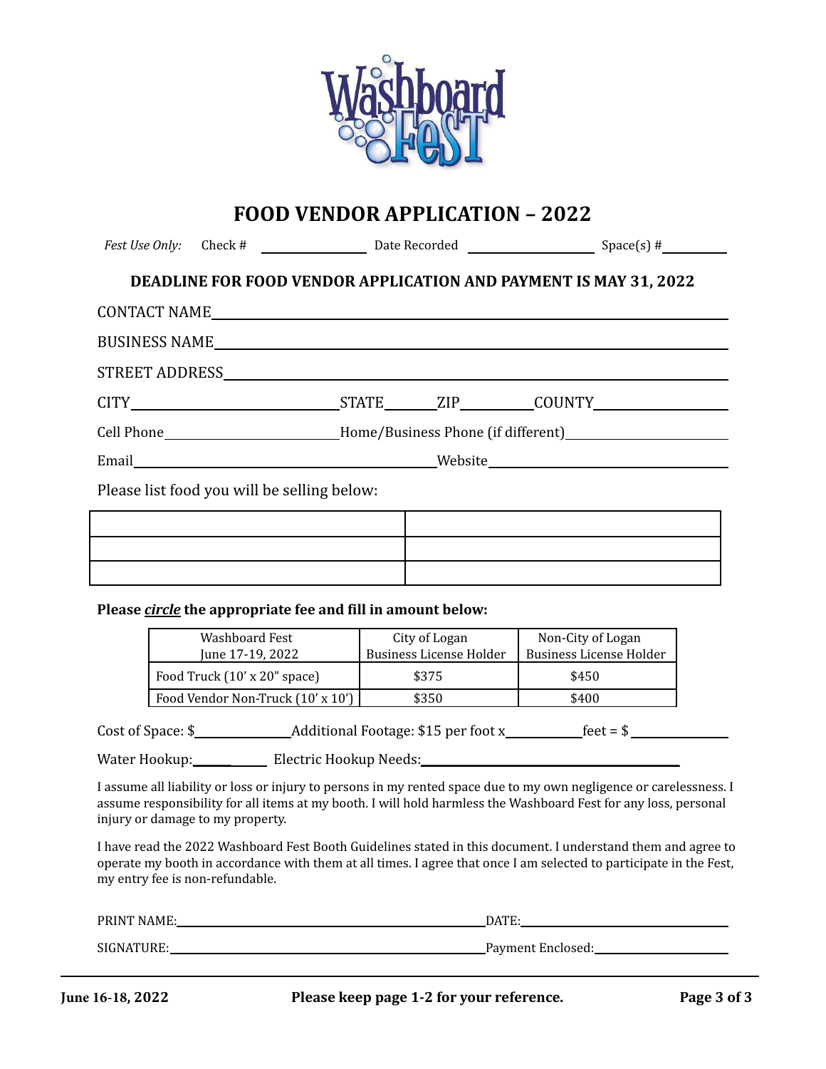# FOOD VENDOR APPLICATION – 2022

*Fest Use Only:* Check # ______________ Date Recorded ________________ Space(s) # _________

**DEADLINE FOR FOOD VENDOR APPLICATION AND PAYMENT IS MAY 31, 2022**

CONTACT NAME ____________________________________________

BUSINESS NAME ____________________________________________

STREET ADDRESS ____________________________________________

CITY ______________________ STATE ______ ZIP ________ COUNTY ______________

Cell Phone ____________________ Home/Business Phone (if different) ____________________

Email ____________________________________ Website ____________________________

Please list food you will be selling below:

| | |
|---|---|
| | |
| | |
| | |

**Please *circle* the appropriate fee and fill in amount below:**

| Washboard Fest June 17-19, 2022 | City of Logan Business License Holder | Non-City of Logan Business License Holder |
|---|---|---|
| Food Truck (10' x 20" space) | $375 | $450 |
| Food Vendor Non-Truck (10' x 10') | $350 | $400 |

Cost of Space: $ ____________ Additional Footage: $15 per foot x __________ feet = $ ____________

Water Hookup: __________ Electric Hookup Needs: ________________________________

I assume all liability or loss or injury to persons in my rented space due to my own negligence or carelessness. I assume responsibility for all items at my booth. I will hold harmless the Washboard Fest for any loss, personal injury or damage to my property.

I have read the 2022 Washboard Fest Booth Guidelines stated in this document. I understand them and agree to operate my booth in accordance with them at all times. I agree that once I am selected to participate in the Fest, my entry fee is non-refundable.

PRINT NAME: ____________________________________ DATE: ____________________

SIGNATURE: ____________________________________ Payment Enclosed: ______________

**June 16-18, 2022** **Please keep page 1-2 for your reference.**